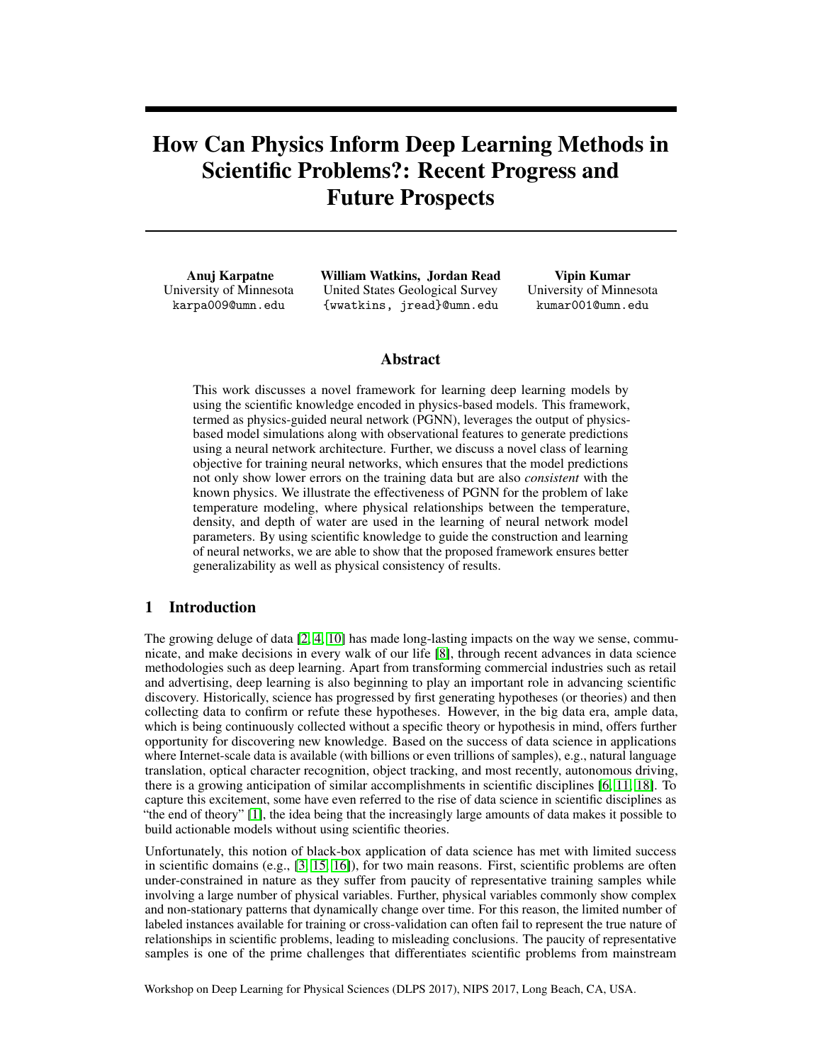# How Can Physics Inform Deep Learning Methods in Scientific Problems?: Recent Progress and Future Prospects

**Anuj Karpatne**
University of Minnesota
karpa009@umn.edu

**William Watkins, Jordan Read**
United States Geological Survey
{wwatkins, jread}@umn.edu

**Vipin Kumar**
University of Minnesota
kumar001@umn.edu

## Abstract

This work discusses a novel framework for learning deep learning models by using the scientific knowledge encoded in physics-based models. This framework, termed as physics-guided neural network (PGNN), leverages the output of physics-based model simulations along with observational features to generate predictions using a neural network architecture. Further, we discuss a novel class of learning objective for training neural networks, which ensures that the model predictions not only show lower errors on the training data but are also *consistent* with the known physics. We illustrate the effectiveness of PGNN for the problem of lake temperature modeling, where physical relationships between the temperature, density, and depth of water are used in the learning of neural network model parameters. By using scientific knowledge to guide the construction and learning of neural networks, we are able to show that the proposed framework ensures better generalizability as well as physical consistency of results.

## 1 Introduction

The growing deluge of data [2, 4, 10] has made long-lasting impacts on the way we sense, communicate, and make decisions in every walk of our life [8], through recent advances in data science methodologies such as deep learning. Apart from transforming commercial industries such as retail and advertising, deep learning is also beginning to play an important role in advancing scientific discovery. Historically, science has progressed by first generating hypotheses (or theories) and then collecting data to confirm or refute these hypotheses. However, in the big data era, ample data, which is being continuously collected without a specific theory or hypothesis in mind, offers further opportunity for discovering new knowledge. Based on the success of data science in applications where Internet-scale data is available (with billions or even trillions of samples), e.g., natural language translation, optical character recognition, object tracking, and most recently, autonomous driving, there is a growing anticipation of similar accomplishments in scientific disciplines [6, 11, 18]. To capture this excitement, some have even referred to the rise of data science in scientific disciplines as "the end of theory" [1], the idea being that the increasingly large amounts of data makes it possible to build actionable models without using scientific theories.

Unfortunately, this notion of black-box application of data science has met with limited success in scientific domains (e.g., [3, 15, 16]), for two main reasons. First, scientific problems are often under-constrained in nature as they suffer from paucity of representative training samples while involving a large number of physical variables. Further, physical variables commonly show complex and non-stationary patterns that dynamically change over time. For this reason, the limited number of labeled instances available for training or cross-validation can often fail to represent the true nature of relationships in scientific problems, leading to misleading conclusions. The paucity of representative samples is one of the prime challenges that differentiates scientific problems from mainstream

Workshop on Deep Learning for Physical Sciences (DLPS 2017), NIPS 2017, Long Beach, CA, USA.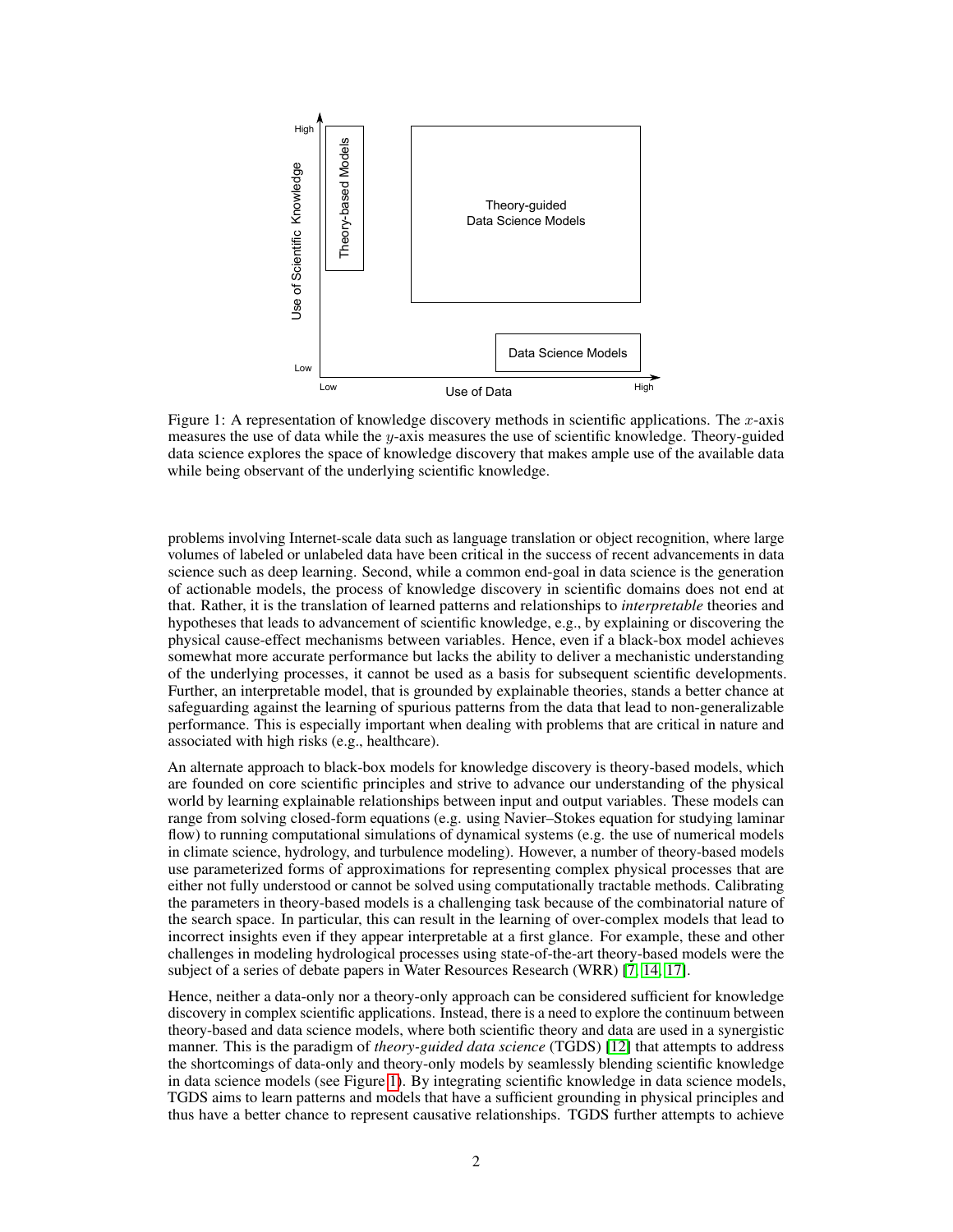Figure 1: A representation of knowledge discovery methods in scientific applications. The $x$-axis measures the use of data while the $y$-axis measures the use of scientific knowledge. Theory-guided data science explores the space of knowledge discovery that makes ample use of the available data while being observant of the underlying scientific knowledge.

problems involving Internet-scale data such as language translation or object recognition, where large volumes of labeled or unlabeled data have been critical in the success of recent advancements in data science such as deep learning. Second, while a common end-goal in data science is the generation of actionable models, the process of knowledge discovery in scientific domains does not end at that. Rather, it is the translation of learned patterns and relationships to *interpretable* theories and hypotheses that leads to advancement of scientific knowledge, e.g., by explaining or discovering the physical cause-effect mechanisms between variables. Hence, even if a black-box model achieves somewhat more accurate performance but lacks the ability to deliver a mechanistic understanding of the underlying processes, it cannot be used as a basis for subsequent scientific developments. Further, an interpretable model, that is grounded by explainable theories, stands a better chance at safeguarding against the learning of spurious patterns from the data that lead to non-generalizable performance. This is especially important when dealing with problems that are critical in nature and associated with high risks (e.g., healthcare).

An alternate approach to black-box models for knowledge discovery is theory-based models, which are founded on core scientific principles and strive to advance our understanding of the physical world by learning explainable relationships between input and output variables. These models can range from solving closed-form equations (e.g. using Navier–Stokes equation for studying laminar flow) to running computational simulations of dynamical systems (e.g. the use of numerical models in climate science, hydrology, and turbulence modeling). However, a number of theory-based models use parameterized forms of approximations for representing complex physical processes that are either not fully understood or cannot be solved using computationally tractable methods. Calibrating the parameters in theory-based models is a challenging task because of the combinatorial nature of the search space. In particular, this can result in the learning of over-complex models that lead to incorrect insights even if they appear interpretable at a first glance. For example, these and other challenges in modeling hydrological processes using state-of-the-art theory-based models were the subject of a series of debate papers in Water Resources Research (WRR) [7, 14, 17].

Hence, neither a data-only nor a theory-only approach can be considered sufficient for knowledge discovery in complex scientific applications. Instead, there is a need to explore the continuum between theory-based and data science models, where both scientific theory and data are used in a synergistic manner. This is the paradigm of *theory-guided data science* (TGDS) [12] that attempts to address the shortcomings of data-only and theory-only models by seamlessly blending scientific knowledge in data science models (see Figure 1). By integrating scientific knowledge in data science models, TGDS aims to learn patterns and models that have a sufficient grounding in physical principles and thus have a better chance to represent causative relationships. TGDS further attempts to achieve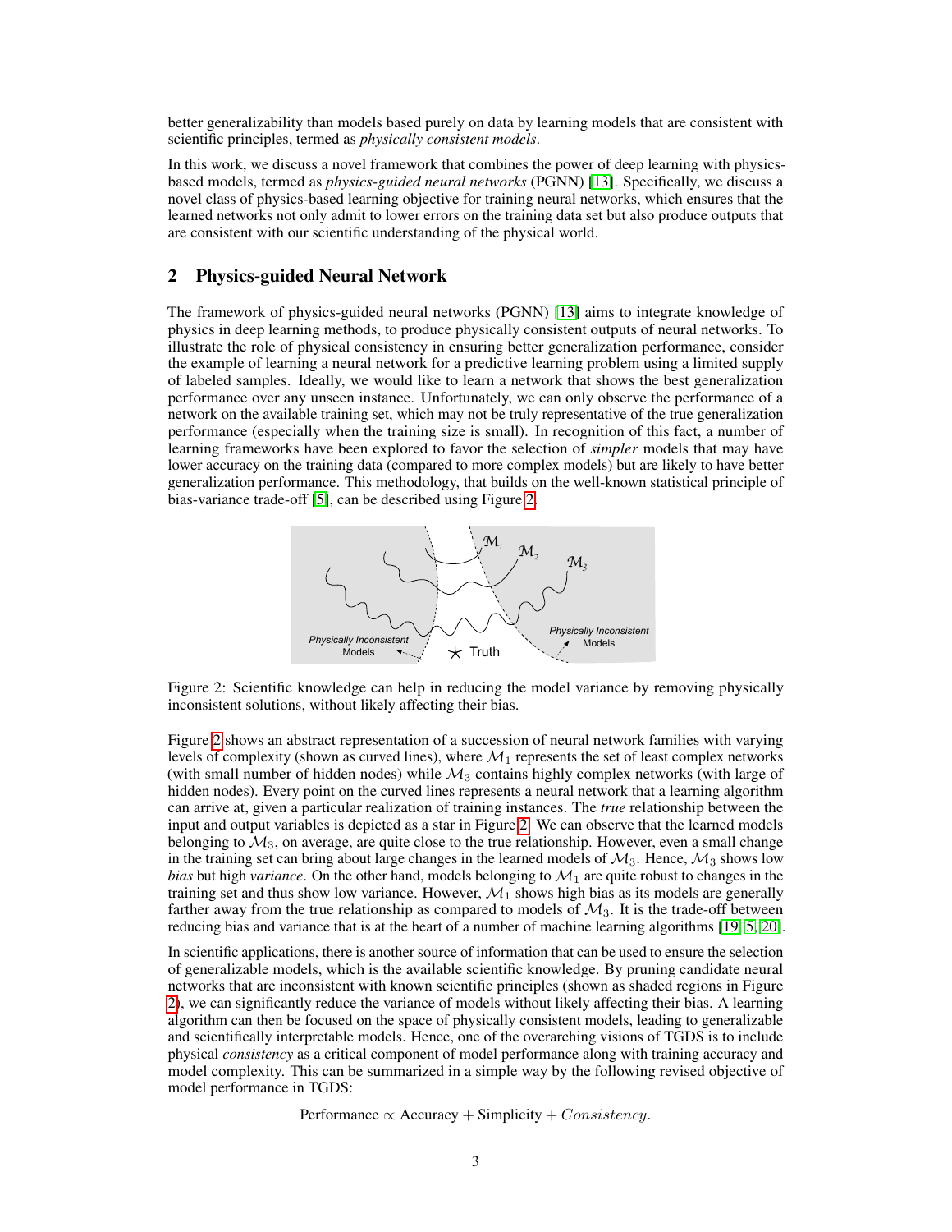better generalizability than models based purely on data by learning models that are consistent with scientific principles, termed as *physically consistent models*.

In this work, we discuss a novel framework that combines the power of deep learning with physics-based models, termed as *physics-guided neural networks* (PGNN) [13]. Specifically, we discuss a novel class of physics-based learning objective for training neural networks, which ensures that the learned networks not only admit to lower errors on the training data set but also produce outputs that are consistent with our scientific understanding of the physical world.

## 2 Physics-guided Neural Network

The framework of physics-guided neural networks (PGNN) [13] aims to integrate knowledge of physics in deep learning methods, to produce physically consistent outputs of neural networks. To illustrate the role of physical consistency in ensuring better generalization performance, consider the example of learning a neural network for a predictive learning problem using a limited supply of labeled samples. Ideally, we would like to learn a network that shows the best generalization performance over any unseen instance. Unfortunately, we can only observe the performance of a network on the available training set, which may not be truly representative of the true generalization performance (especially when the training size is small). In recognition of this fact, a number of learning frameworks have been explored to favor the selection of *simpler* models that may have lower accuracy on the training data (compared to more complex models) but are likely to have better generalization performance. This methodology, that builds on the well-known statistical principle of bias-variance trade-off [5], can be described using Figure 2.

Figure 2: Scientific knowledge can help in reducing the model variance by removing physically inconsistent solutions, without likely affecting their bias.

Figure 2 shows an abstract representation of a succession of neural network families with varying levels of complexity (shown as curved lines), where $\mathcal{M}_1$ represents the set of least complex networks (with small number of hidden nodes) while $\mathcal{M}_3$ contains highly complex networks (with large of hidden nodes). Every point on the curved lines represents a neural network that a learning algorithm can arrive at, given a particular realization of training instances. The *true* relationship between the input and output variables is depicted as a star in Figure 2. We can observe that the learned models belonging to $\mathcal{M}_3$, on average, are quite close to the true relationship. However, even a small change in the training set can bring about large changes in the learned models of $\mathcal{M}_3$. Hence, $\mathcal{M}_3$ shows low *bias* but high *variance*. On the other hand, models belonging to $\mathcal{M}_1$ are quite robust to changes in the training set and thus show low variance. However, $\mathcal{M}_1$ shows high bias as its models are generally farther away from the true relationship as compared to models of $\mathcal{M}_3$. It is the trade-off between reducing bias and variance that is at the heart of a number of machine learning algorithms [19, 5, 20].

In scientific applications, there is another source of information that can be used to ensure the selection of generalizable models, which is the available scientific knowledge. By pruning candidate neural networks that are inconsistent with known scientific principles (shown as shaded regions in Figure 2), we can significantly reduce the variance of models without likely affecting their bias. A learning algorithm can then be focused on the space of physically consistent models, leading to generalizable and scientifically interpretable models. Hence, one of the overarching visions of TGDS is to include physical *consistency* as a critical component of model performance along with training accuracy and model complexity. This can be summarized in a simple way by the following revised objective of model performance in TGDS:

$$\text{Performance} \propto \text{Accuracy} + \text{Simplicity} + \mathit{Consistency}.$$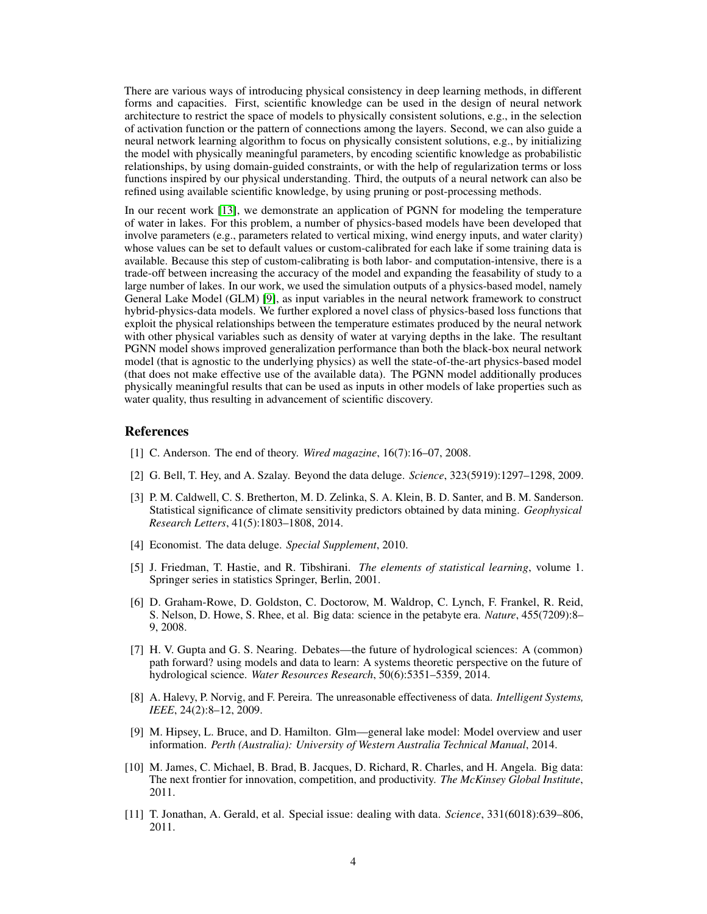There are various ways of introducing physical consistency in deep learning methods, in different forms and capacities. First, scientific knowledge can be used in the design of neural network architecture to restrict the space of models to physically consistent solutions, e.g., in the selection of activation function or the pattern of connections among the layers. Second, we can also guide a neural network learning algorithm to focus on physically consistent solutions, e.g., by initializing the model with physically meaningful parameters, by encoding scientific knowledge as probabilistic relationships, by using domain-guided constraints, or with the help of regularization terms or loss functions inspired by our physical understanding. Third, the outputs of a neural network can also be refined using available scientific knowledge, by using pruning or post-processing methods.

In our recent work [13], we demonstrate an application of PGNN for modeling the temperature of water in lakes. For this problem, a number of physics-based models have been developed that involve parameters (e.g., parameters related to vertical mixing, wind energy inputs, and water clarity) whose values can be set to default values or custom-calibrated for each lake if some training data is available. Because this step of custom-calibrating is both labor- and computation-intensive, there is a trade-off between increasing the accuracy of the model and expanding the feasability of study to a large number of lakes. In our work, we used the simulation outputs of a physics-based model, namely General Lake Model (GLM) [9], as input variables in the neural network framework to construct hybrid-physics-data models. We further explored a novel class of physics-based loss functions that exploit the physical relationships between the temperature estimates produced by the neural network with other physical variables such as density of water at varying depths in the lake. The resultant PGNN model shows improved generalization performance than both the black-box neural network model (that is agnostic to the underlying physics) as well the state-of-the-art physics-based model (that does not make effective use of the available data). The PGNN model additionally produces physically meaningful results that can be used as inputs in other models of lake properties such as water quality, thus resulting in advancement of scientific discovery.

## References

[1] C. Anderson. The end of theory. *Wired magazine*, 16(7):16–07, 2008.

[2] G. Bell, T. Hey, and A. Szalay. Beyond the data deluge. *Science*, 323(5919):1297–1298, 2009.

[3] P. M. Caldwell, C. S. Bretherton, M. D. Zelinka, S. A. Klein, B. D. Santer, and B. M. Sanderson. Statistical significance of climate sensitivity predictors obtained by data mining. *Geophysical Research Letters*, 41(5):1803–1808, 2014.

[4] Economist. The data deluge. *Special Supplement*, 2010.

[5] J. Friedman, T. Hastie, and R. Tibshirani. *The elements of statistical learning*, volume 1. Springer series in statistics Springer, Berlin, 2001.

[6] D. Graham-Rowe, D. Goldston, C. Doctorow, M. Waldrop, C. Lynch, F. Frankel, R. Reid, S. Nelson, D. Howe, S. Rhee, et al. Big data: science in the petabyte era. *Nature*, 455(7209):8–9, 2008.

[7] H. V. Gupta and G. S. Nearing. Debates—the future of hydrological sciences: A (common) path forward? using models and data to learn: A systems theoretic perspective on the future of hydrological science. *Water Resources Research*, 50(6):5351–5359, 2014.

[8] A. Halevy, P. Norvig, and F. Pereira. The unreasonable effectiveness of data. *Intelligent Systems, IEEE*, 24(2):8–12, 2009.

[9] M. Hipsey, L. Bruce, and D. Hamilton. Glm—general lake model: Model overview and user information. *Perth (Australia): University of Western Australia Technical Manual*, 2014.

[10] M. James, C. Michael, B. Brad, B. Jacques, D. Richard, R. Charles, and H. Angela. Big data: The next frontier for innovation, competition, and productivity. *The McKinsey Global Institute*, 2011.

[11] T. Jonathan, A. Gerald, et al. Special issue: dealing with data. *Science*, 331(6018):639–806, 2011.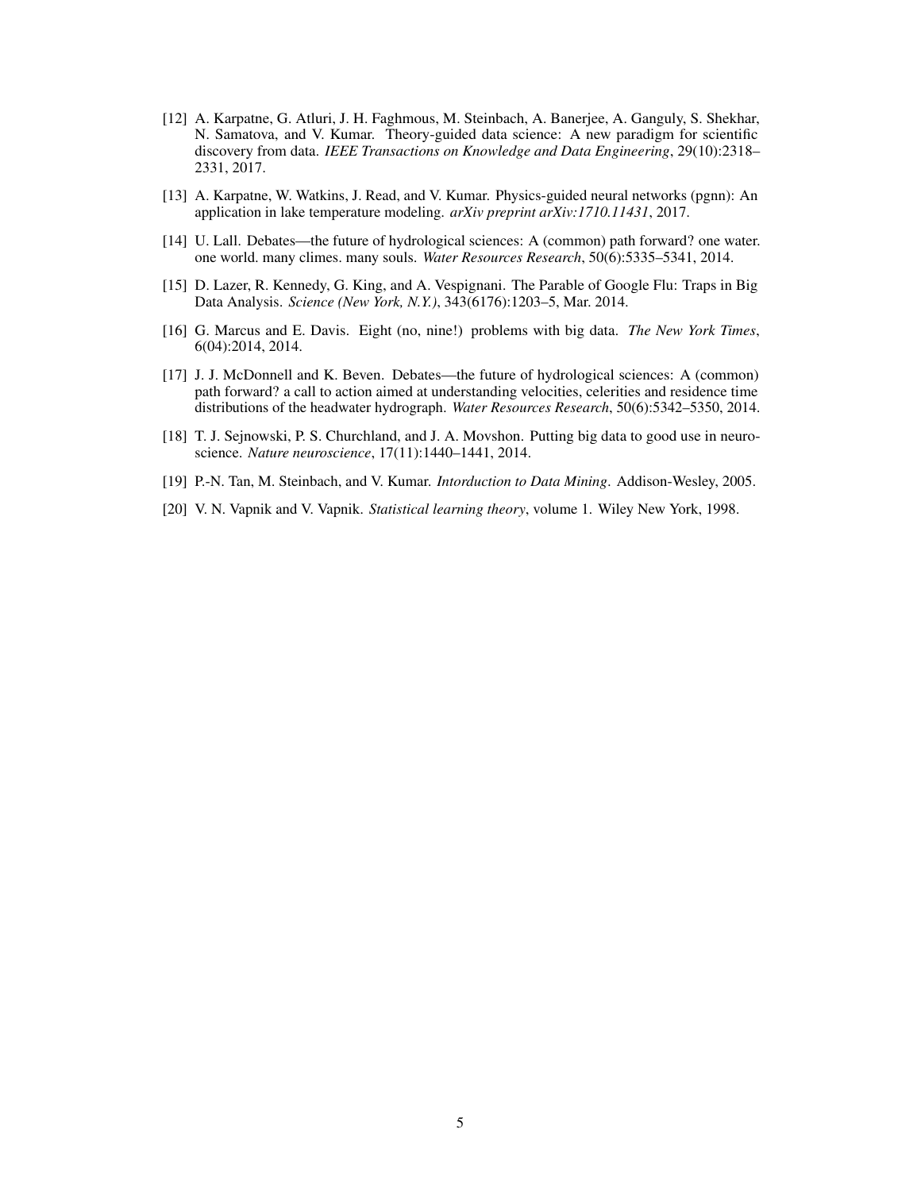[12] A. Karpatne, G. Atluri, J. H. Faghmous, M. Steinbach, A. Banerjee, A. Ganguly, S. Shekhar, N. Samatova, and V. Kumar. Theory-guided data science: A new paradigm for scientific discovery from data. *IEEE Transactions on Knowledge and Data Engineering*, 29(10):2318–2331, 2017.

[13] A. Karpatne, W. Watkins, J. Read, and V. Kumar. Physics-guided neural networks (pgnn): An application in lake temperature modeling. *arXiv preprint arXiv:1710.11431*, 2017.

[14] U. Lall. Debates—the future of hydrological sciences: A (common) path forward? one water. one world. many climes. many souls. *Water Resources Research*, 50(6):5335–5341, 2014.

[15] D. Lazer, R. Kennedy, G. King, and A. Vespignani. The Parable of Google Flu: Traps in Big Data Analysis. *Science (New York, N.Y.)*, 343(6176):1203–5, Mar. 2014.

[16] G. Marcus and E. Davis. Eight (no, nine!) problems with big data. *The New York Times*, 6(04):2014, 2014.

[17] J. J. McDonnell and K. Beven. Debates—the future of hydrological sciences: A (common) path forward? a call to action aimed at understanding velocities, celerities and residence time distributions of the headwater hydrograph. *Water Resources Research*, 50(6):5342–5350, 2014.

[18] T. J. Sejnowski, P. S. Churchland, and J. A. Movshon. Putting big data to good use in neuroscience. *Nature neuroscience*, 17(11):1440–1441, 2014.

[19] P.-N. Tan, M. Steinbach, and V. Kumar. *Intorduction to Data Mining*. Addison-Wesley, 2005.

[20] V. N. Vapnik and V. Vapnik. *Statistical learning theory*, volume 1. Wiley New York, 1998.